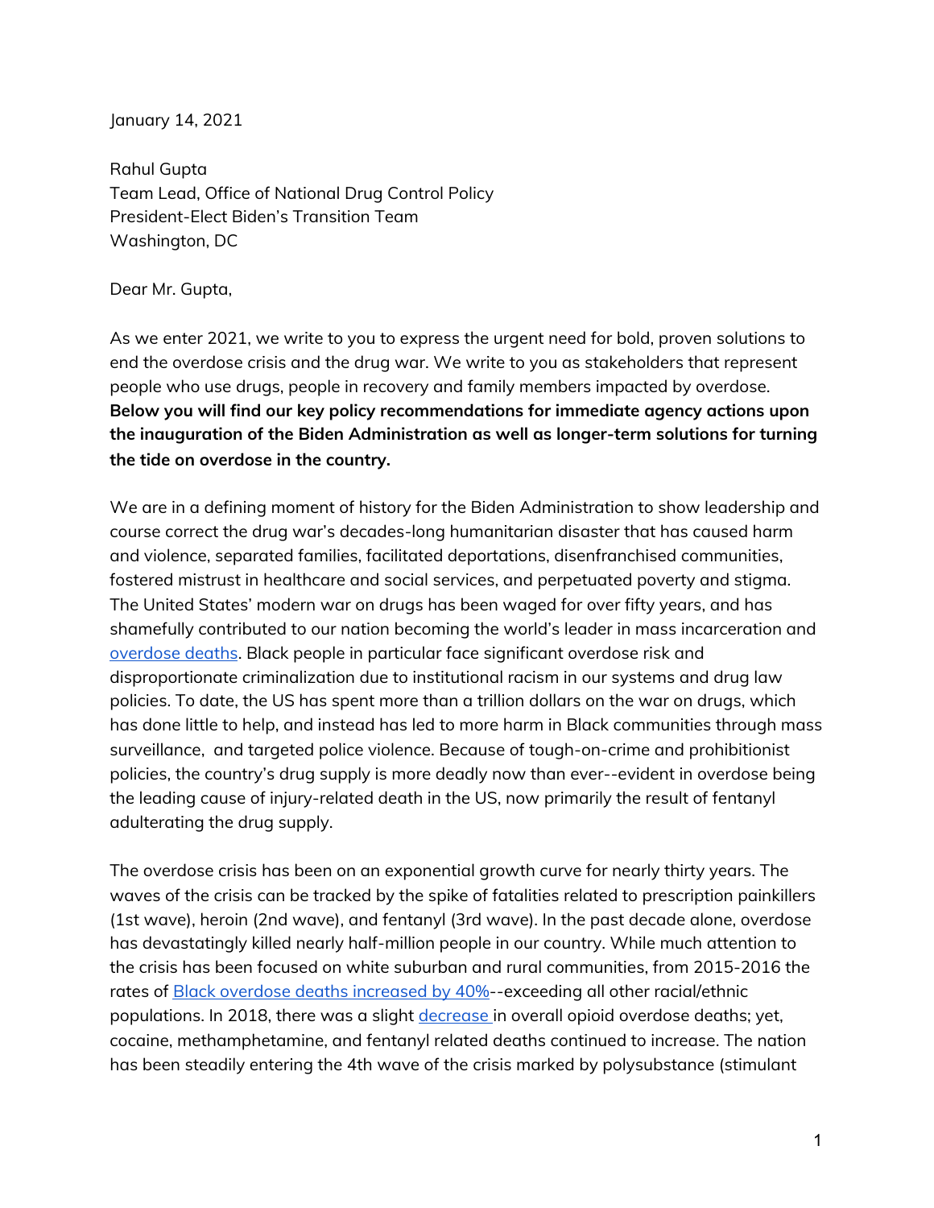January 14, 2021

Rahul Gupta
Team Lead, Office of National Drug Control Policy
President-Elect Biden's Transition Team
Washington, DC

Dear Mr. Gupta,

As we enter 2021, we write to you to express the urgent need for bold, proven solutions to end the overdose crisis and the drug war. We write to you as stakeholders that represent people who use drugs, people in recovery and family members impacted by overdose. **Below you will find our key policy recommendations for immediate agency actions upon the inauguration of the Biden Administration as well as longer-term solutions for turning the tide on overdose in the country.**

We are in a defining moment of history for the Biden Administration to show leadership and course correct the drug war's decades-long humanitarian disaster that has caused harm and violence, separated families, facilitated deportations, disenfranchised communities, fostered mistrust in healthcare and social services, and perpetuated poverty and stigma. The United States' modern war on drugs has been waged for over fifty years, and has shamefully contributed to our nation becoming the world's leader in mass incarceration and overdose deaths. Black people in particular face significant overdose risk and disproportionate criminalization due to institutional racism in our systems and drug law policies. To date, the US has spent more than a trillion dollars on the war on drugs, which has done little to help, and instead has led to more harm in Black communities through mass surveillance, and targeted police violence. Because of tough-on-crime and prohibitionist policies, the country's drug supply is more deadly now than ever--evident in overdose being the leading cause of injury-related death in the US, now primarily the result of fentanyl adulterating the drug supply.

The overdose crisis has been on an exponential growth curve for nearly thirty years. The waves of the crisis can be tracked by the spike of fatalities related to prescription painkillers (1st wave), heroin (2nd wave), and fentanyl (3rd wave). In the past decade alone, overdose has devastatingly killed nearly half-million people in our country. While much attention to the crisis has been focused on white suburban and rural communities, from 2015-2016 the rates of Black overdose deaths increased by 40%--exceeding all other racial/ethnic populations. In 2018, there was a slight decrease in overall opioid overdose deaths; yet, cocaine, methamphetamine, and fentanyl related deaths continued to increase. The nation has been steadily entering the 4th wave of the crisis marked by polysubstance (stimulant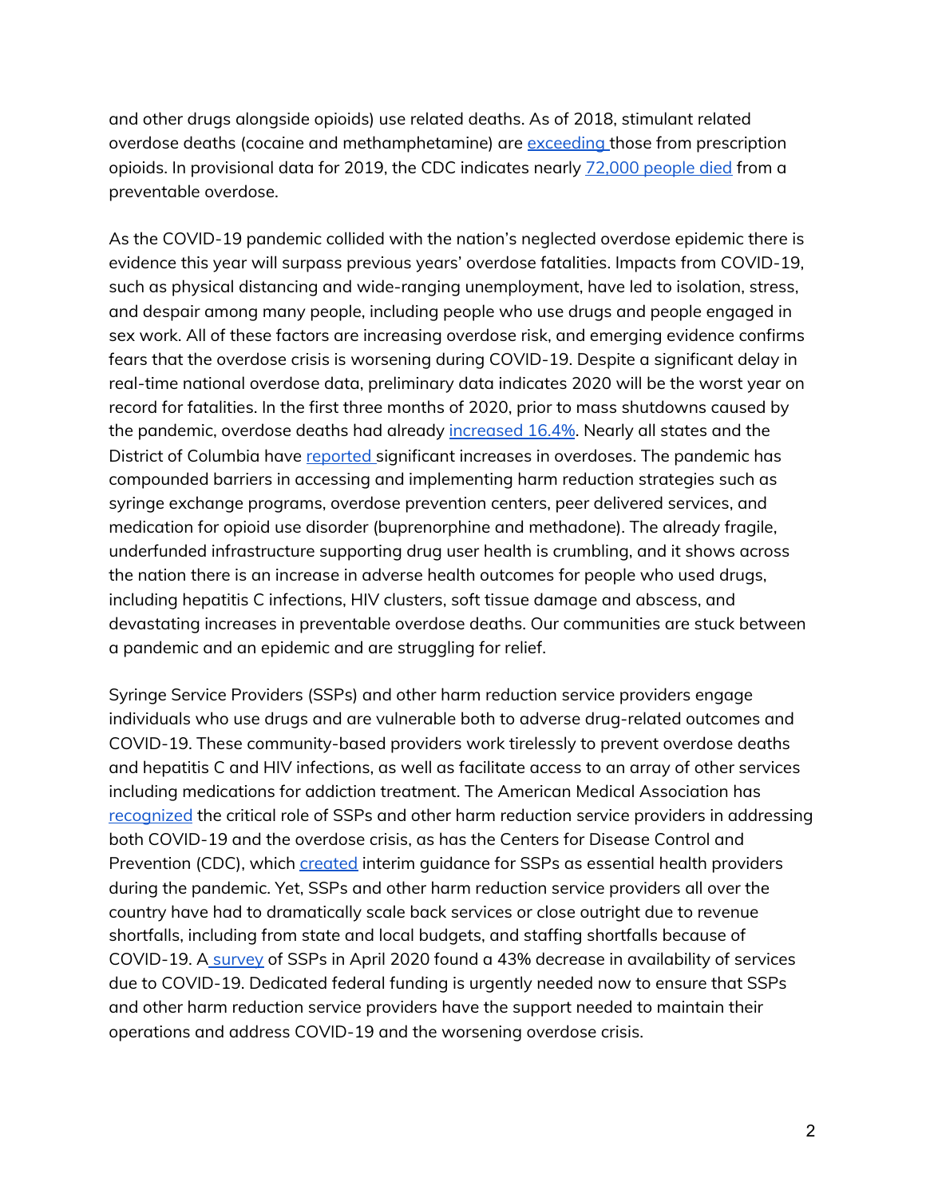and other drugs alongside opioids) use related deaths. As of 2018, stimulant related overdose deaths (cocaine and methamphetamine) are exceeding those from prescription opioids. In provisional data for 2019, the CDC indicates nearly 72,000 people died from a preventable overdose.

As the COVID-19 pandemic collided with the nation's neglected overdose epidemic there is evidence this year will surpass previous years' overdose fatalities. Impacts from COVID-19, such as physical distancing and wide-ranging unemployment, have led to isolation, stress, and despair among many people, including people who use drugs and people engaged in sex work. All of these factors are increasing overdose risk, and emerging evidence confirms fears that the overdose crisis is worsening during COVID-19. Despite a significant delay in real-time national overdose data, preliminary data indicates 2020 will be the worst year on record for fatalities. In the first three months of 2020, prior to mass shutdowns caused by the pandemic, overdose deaths had already increased 16.4%. Nearly all states and the District of Columbia have reported significant increases in overdoses. The pandemic has compounded barriers in accessing and implementing harm reduction strategies such as syringe exchange programs, overdose prevention centers, peer delivered services, and medication for opioid use disorder (buprenorphine and methadone). The already fragile, underfunded infrastructure supporting drug user health is crumbling, and it shows across the nation there is an increase in adverse health outcomes for people who used drugs, including hepatitis C infections, HIV clusters, soft tissue damage and abscess, and devastating increases in preventable overdose deaths. Our communities are stuck between a pandemic and an epidemic and are struggling for relief.

Syringe Service Providers (SSPs) and other harm reduction service providers engage individuals who use drugs and are vulnerable both to adverse drug-related outcomes and COVID-19. These community-based providers work tirelessly to prevent overdose deaths and hepatitis C and HIV infections, as well as facilitate access to an array of other services including medications for addiction treatment. The American Medical Association has recognized the critical role of SSPs and other harm reduction service providers in addressing both COVID-19 and the overdose crisis, as has the Centers for Disease Control and Prevention (CDC), which created interim guidance for SSPs as essential health providers during the pandemic. Yet, SSPs and other harm reduction service providers all over the country have had to dramatically scale back services or close outright due to revenue shortfalls, including from state and local budgets, and staffing shortfalls because of COVID-19. A survey of SSPs in April 2020 found a 43% decrease in availability of services due to COVID-19. Dedicated federal funding is urgently needed now to ensure that SSPs and other harm reduction service providers have the support needed to maintain their operations and address COVID-19 and the worsening overdose crisis.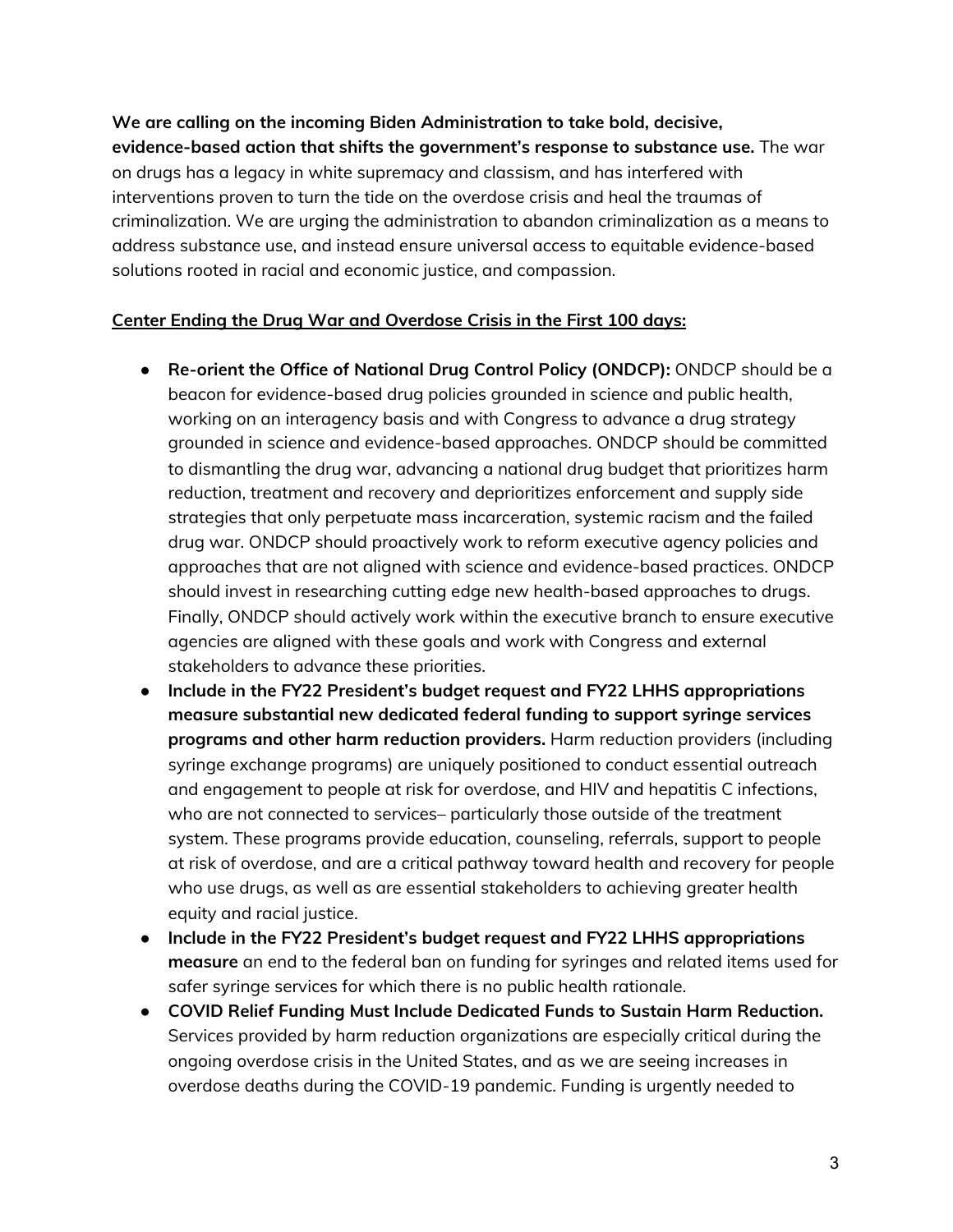**We are calling on the incoming Biden Administration to take bold, decisive, evidence-based action that shifts the government's response to substance use.** The war on drugs has a legacy in white supremacy and classism, and has interfered with interventions proven to turn the tide on the overdose crisis and heal the traumas of criminalization. We are urging the administration to abandon criminalization as a means to address substance use, and instead ensure universal access to equitable evidence-based solutions rooted in racial and economic justice, and compassion.

**Center Ending the Drug War and Overdose Crisis in the First 100 days:**

- **Re-orient the Office of National Drug Control Policy (ONDCP):** ONDCP should be a beacon for evidence-based drug policies grounded in science and public health, working on an interagency basis and with Congress to advance a drug strategy grounded in science and evidence-based approaches. ONDCP should be committed to dismantling the drug war, advancing a national drug budget that prioritizes harm reduction, treatment and recovery and deprioritizes enforcement and supply side strategies that only perpetuate mass incarceration, systemic racism and the failed drug war. ONDCP should proactively work to reform executive agency policies and approaches that are not aligned with science and evidence-based practices. ONDCP should invest in researching cutting edge new health-based approaches to drugs. Finally, ONDCP should actively work within the executive branch to ensure executive agencies are aligned with these goals and work with Congress and external stakeholders to advance these priorities.
- **Include in the FY22 President's budget request and FY22 LHHS appropriations measure substantial new dedicated federal funding to support syringe services programs and other harm reduction providers.** Harm reduction providers (including syringe exchange programs) are uniquely positioned to conduct essential outreach and engagement to people at risk for overdose, and HIV and hepatitis C infections, who are not connected to services– particularly those outside of the treatment system. These programs provide education, counseling, referrals, support to people at risk of overdose, and are a critical pathway toward health and recovery for people who use drugs, as well as are essential stakeholders to achieving greater health equity and racial justice.
- **Include in the FY22 President's budget request and FY22 LHHS appropriations measure** an end to the federal ban on funding for syringes and related items used for safer syringe services for which there is no public health rationale.
- **COVID Relief Funding Must Include Dedicated Funds to Sustain Harm Reduction.** Services provided by harm reduction organizations are especially critical during the ongoing overdose crisis in the United States, and as we are seeing increases in overdose deaths during the COVID-19 pandemic. Funding is urgently needed to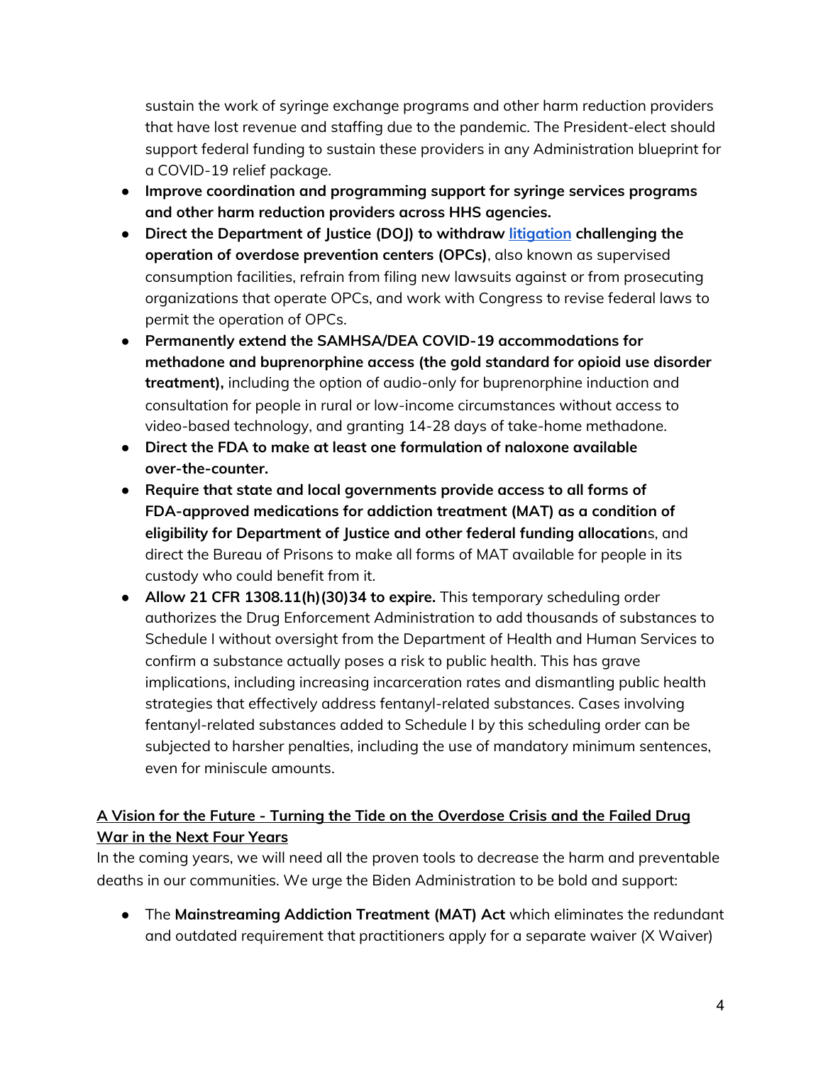sustain the work of syringe exchange programs and other harm reduction providers that have lost revenue and staffing due to the pandemic. The President-elect should support federal funding to sustain these providers in any Administration blueprint for a COVID-19 relief package.

- **Improve coordination and programming support for syringe services programs and other harm reduction providers across HHS agencies.**
- **Direct the Department of Justice (DOJ) to withdraw litigation challenging the operation of overdose prevention centers (OPCs)**, also known as supervised consumption facilities, refrain from filing new lawsuits against or from prosecuting organizations that operate OPCs, and work with Congress to revise federal laws to permit the operation of OPCs.
- **Permanently extend the SAMHSA/DEA COVID-19 accommodations for methadone and buprenorphine access (the gold standard for opioid use disorder treatment),** including the option of audio-only for buprenorphine induction and consultation for people in rural or low-income circumstances without access to video-based technology, and granting 14-28 days of take-home methadone.
- **Direct the FDA to make at least one formulation of naloxone available over-the-counter.**
- **Require that state and local governments provide access to all forms of FDA-approved medications for addiction treatment (MAT) as a condition of eligibility for Department of Justice and other federal funding allocation**s, and direct the Bureau of Prisons to make all forms of MAT available for people in its custody who could benefit from it.
- **Allow 21 CFR 1308.11(h)(30)34 to expire.** This temporary scheduling order authorizes the Drug Enforcement Administration to add thousands of substances to Schedule I without oversight from the Department of Health and Human Services to confirm a substance actually poses a risk to public health. This has grave implications, including increasing incarceration rates and dismantling public health strategies that effectively address fentanyl-related substances. Cases involving fentanyl-related substances added to Schedule I by this scheduling order can be subjected to harsher penalties, including the use of mandatory minimum sentences, even for miniscule amounts.

## A Vision for the Future - Turning the Tide on the Overdose Crisis and the Failed Drug War in the Next Four Years

In the coming years, we will need all the proven tools to decrease the harm and preventable deaths in our communities. We urge the Biden Administration to be bold and support:

- The **Mainstreaming Addiction Treatment (MAT) Act** which eliminates the redundant and outdated requirement that practitioners apply for a separate waiver (X Waiver)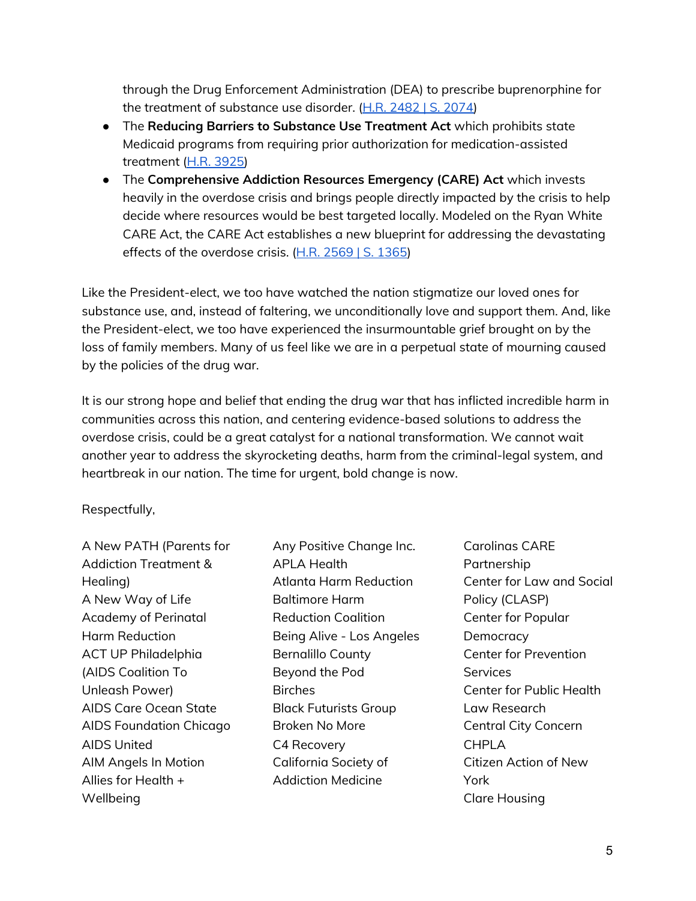through the Drug Enforcement Administration (DEA) to prescribe buprenorphine for the treatment of substance use disorder. (H.R. 2482 | S. 2074)

- The **Reducing Barriers to Substance Use Treatment Act** which prohibits state Medicaid programs from requiring prior authorization for medication-assisted treatment (H.R. 3925)
- The **Comprehensive Addiction Resources Emergency (CARE) Act** which invests heavily in the overdose crisis and brings people directly impacted by the crisis to help decide where resources would be best targeted locally. Modeled on the Ryan White CARE Act, the CARE Act establishes a new blueprint for addressing the devastating effects of the overdose crisis. (H.R. 2569 | S. 1365)

Like the President-elect, we too have watched the nation stigmatize our loved ones for substance use, and, instead of faltering, we unconditionally love and support them. And, like the President-elect, we too have experienced the insurmountable grief brought on by the loss of family members. Many of us feel like we are in a perpetual state of mourning caused by the policies of the drug war.

It is our strong hope and belief that ending the drug war that has inflicted incredible harm in communities across this nation, and centering evidence-based solutions to address the overdose crisis, could be a great catalyst for a national transformation. We cannot wait another year to address the skyrocketing deaths, harm from the criminal-legal system, and heartbreak in our nation. The time for urgent, bold change is now.

Respectfully,

A New PATH (Parents for Addiction Treatment & Healing)
A New Way of Life
Academy of Perinatal Harm Reduction
ACT UP Philadelphia (AIDS Coalition To Unleash Power)
AIDS Care Ocean State
AIDS Foundation Chicago
AIDS United
AIM Angels In Motion
Allies for Health + Wellbeing
Any Positive Change Inc.
APLA Health
Atlanta Harm Reduction
Baltimore Harm Reduction Coalition
Being Alive - Los Angeles
Bernalillo County
Beyond the Pod
Birches
Black Futurists Group
Broken No More
C4 Recovery
California Society of Addiction Medicine
Carolinas CARE Partnership
Center for Law and Social Policy (CLASP)
Center for Popular Democracy
Center for Prevention Services
Center for Public Health Law Research
Central City Concern
CHPLA
Citizen Action of New York
Clare Housing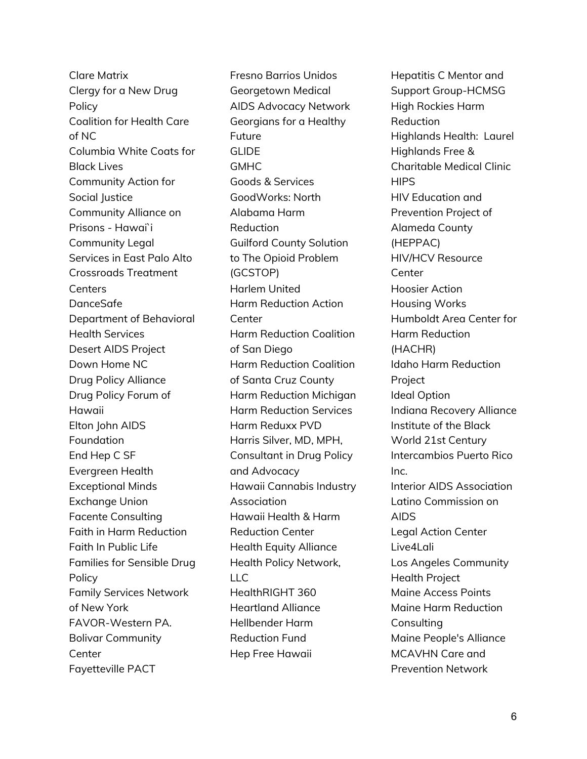Clare Matrix
Clergy for a New Drug Policy
Coalition for Health Care of NC
Columbia White Coats for Black Lives
Community Action for Social Justice
Community Alliance on Prisons - Hawai`i
Community Legal Services in East Palo Alto
Crossroads Treatment Centers
DanceSafe
Department of Behavioral Health Services
Desert AIDS Project
Down Home NC
Drug Policy Alliance
Drug Policy Forum of Hawaii
Elton John AIDS Foundation
End Hep C SF
Evergreen Health
Exceptional Minds
Exchange Union
Facente Consulting
Faith in Harm Reduction
Faith In Public Life
Families for Sensible Drug Policy
Family Services Network of New York
FAVOR-Western PA.
Bolivar Community Center
Fayetteville PACT
Fresno Barrios Unidos
Georgetown Medical AIDS Advocacy Network
Georgians for a Healthy Future
GLIDE
GMHC
Goods & Services
GoodWorks: North Alabama Harm Reduction
Guilford County Solution to The Opioid Problem (GCSTOP)
Harlem United
Harm Reduction Action Center
Harm Reduction Coalition of San Diego
Harm Reduction Coalition of Santa Cruz County
Harm Reduction Michigan
Harm Reduction Services
Harm Reduxx PVD
Harris Silver, MD, MPH, Consultant in Drug Policy and Advocacy
Hawaii Cannabis Industry Association
Hawaii Health & Harm Reduction Center
Health Equity Alliance
Health Policy Network, LLC
HealthRIGHT 360
Heartland Alliance
Hellbender Harm Reduction Fund
Hep Free Hawaii
Hepatitis C Mentor and Support Group-HCMSG
High Rockies Harm Reduction
Highlands Health: Laurel Highlands Free & Charitable Medical Clinic
HIPS
HIV Education and Prevention Project of Alameda County (HEPPAC)
HIV/HCV Resource Center
Hoosier Action
Housing Works
Humboldt Area Center for Harm Reduction (HACHR)
Idaho Harm Reduction Project
Ideal Option
Indiana Recovery Alliance
Institute of the Black World 21st Century
Intercambios Puerto Rico Inc.
Interior AIDS Association
Latino Commission on AIDS
Legal Action Center
Live4Lali
Los Angeles Community Health Project
Maine Access Points
Maine Harm Reduction Consulting
Maine People's Alliance
MCAVHN Care and Prevention Network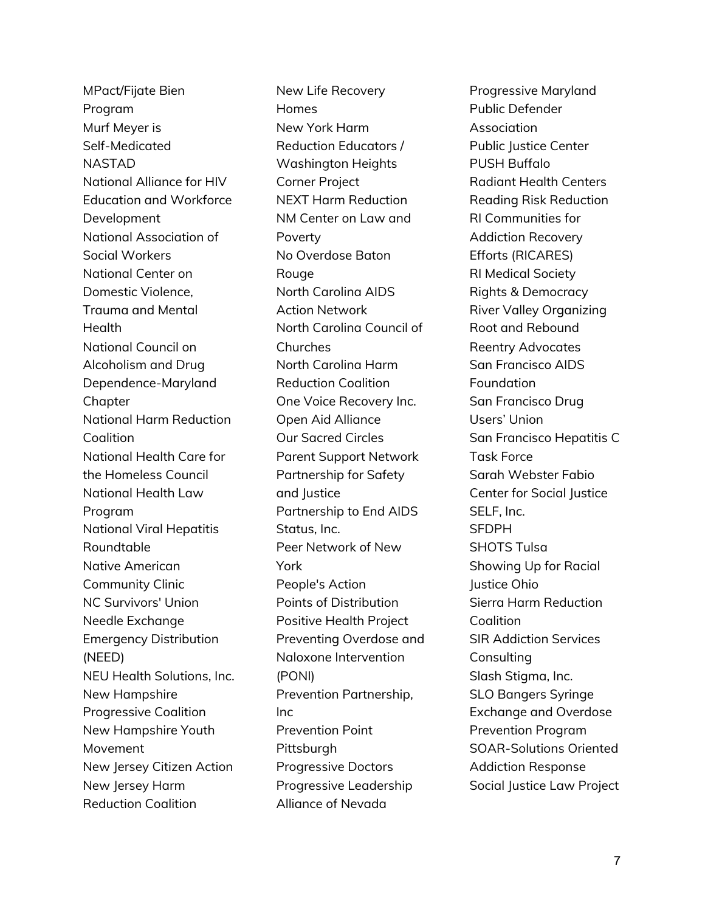MPact/Fijate Bien Program
Murf Meyer is Self-Medicated
NASTAD
National Alliance for HIV Education and Workforce Development
National Association of Social Workers
National Center on Domestic Violence, Trauma and Mental Health
National Council on Alcoholism and Drug Dependence-Maryland Chapter
National Harm Reduction Coalition
National Health Care for the Homeless Council
National Health Law Program
National Viral Hepatitis Roundtable
Native American Community Clinic
NC Survivors' Union
Needle Exchange Emergency Distribution (NEED)
NEU Health Solutions, Inc.
New Hampshire Progressive Coalition
New Hampshire Youth Movement
New Jersey Citizen Action
New Jersey Harm Reduction Coalition
New Life Recovery Homes
New York Harm Reduction Educators / Washington Heights Corner Project
NEXT Harm Reduction
NM Center on Law and Poverty
No Overdose Baton Rouge
North Carolina AIDS Action Network
North Carolina Council of Churches
North Carolina Harm Reduction Coalition
One Voice Recovery Inc.
Open Aid Alliance
Our Sacred Circles
Parent Support Network
Partnership for Safety and Justice
Partnership to End AIDS Status, Inc.
Peer Network of New York
People's Action
Points of Distribution
Positive Health Project
Preventing Overdose and Naloxone Intervention (PONI)
Prevention Partnership, Inc
Prevention Point Pittsburgh
Progressive Doctors
Progressive Leadership Alliance of Nevada
Progressive Maryland
Public Defender Association
Public Justice Center
PUSH Buffalo
Radiant Health Centers
Reading Risk Reduction
RI Communities for Addiction Recovery Efforts (RICARES)
RI Medical Society
Rights & Democracy
River Valley Organizing
Root and Rebound
Reentry Advocates
San Francisco AIDS Foundation
San Francisco Drug Users' Union
San Francisco Hepatitis C Task Force
Sarah Webster Fabio Center for Social Justice
SELF, Inc.
SFDPH
SHOTS Tulsa
Showing Up for Racial Justice Ohio
Sierra Harm Reduction Coalition
SIR Addiction Services Consulting
Slash Stigma, Inc.
SLO Bangers Syringe Exchange and Overdose Prevention Program
SOAR-Solutions Oriented Addiction Response
Social Justice Law Project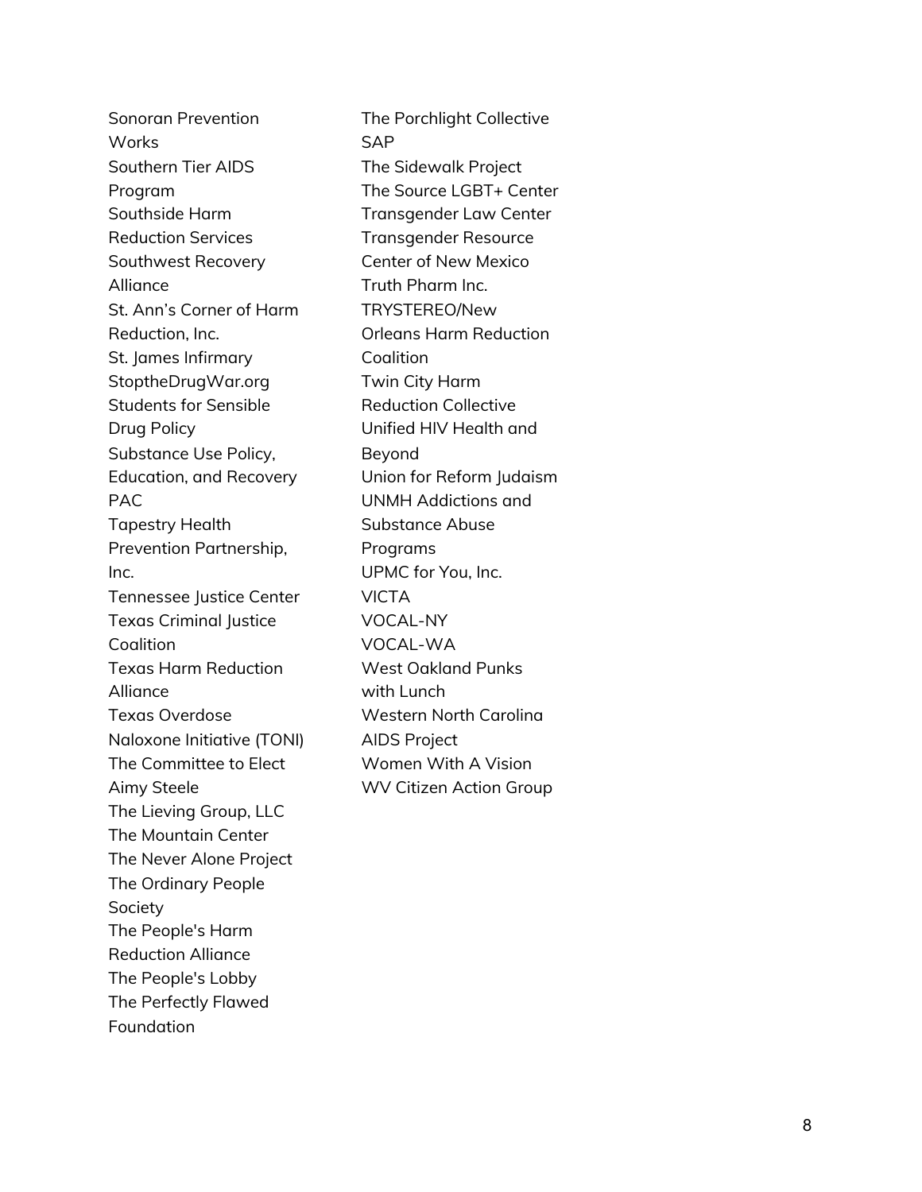Sonoran Prevention Works
Southern Tier AIDS Program
Southside Harm Reduction Services
Southwest Recovery Alliance
St. Ann's Corner of Harm Reduction, Inc.
St. James Infirmary
StoptheDrugWar.org
Students for Sensible Drug Policy
Substance Use Policy, Education, and Recovery PAC
Tapestry Health Prevention Partnership, Inc.
Tennessee Justice Center
Texas Criminal Justice Coalition
Texas Harm Reduction Alliance
Texas Overdose Naloxone Initiative (TONI)
The Committee to Elect Aimy Steele
The Lieving Group, LLC
The Mountain Center
The Never Alone Project
The Ordinary People Society
The People's Harm Reduction Alliance
The People's Lobby
The Perfectly Flawed Foundation
The Porchlight Collective SAP
The Sidewalk Project
The Source LGBT+ Center
Transgender Law Center
Transgender Resource Center of New Mexico
Truth Pharm Inc.
TRYSTEREO/New Orleans Harm Reduction Coalition
Twin City Harm Reduction Collective
Unified HIV Health and Beyond
Union for Reform Judaism
UNMH Addictions and Substance Abuse Programs
UPMC for You, Inc.
VICTA
VOCAL-NY
VOCAL-WA
West Oakland Punks with Lunch
Western North Carolina AIDS Project
Women With A Vision
WV Citizen Action Group